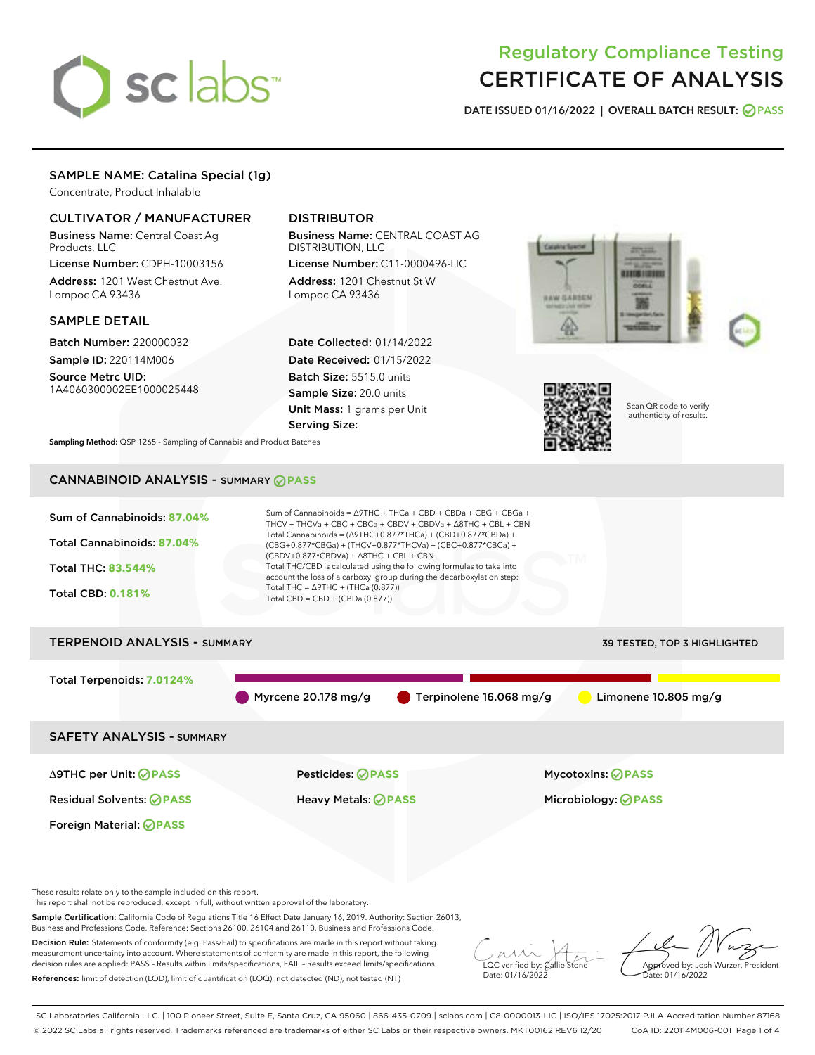# Regulatory Compliance Testing
# CERTIFICATE OF ANALYSIS

**DATE ISSUED** 01/16/2022 | **OVERALL BATCH RESULT:** PASS

## SAMPLE NAME: Catalina Special (1g)

Concentrate, Product Inhalable

### CULTIVATOR / MANUFACTURER

**Business Name:** Central Coast Ag Products, LLC

**License Number:** CDPH-10003156

**Address:** 1201 West Chestnut Ave. Lompoc CA 93436

### DISTRIBUTOR

**Business Name:** CENTRAL COAST AG DISTRIBUTION, LLC

**License Number:** C11-0000496-LIC

**Address:** 1201 Chestnut St W Lompoc CA 93436

### SAMPLE DETAIL

**Batch Number:** 220000032

**Sample ID:** 220114M006

**Source Metrc UID:** 1A4060300002EE1000025448

**Date Collected:** 01/14/2022

**Date Received:** 01/15/2022

**Batch Size:** 5515.0 units

**Sample Size:** 20.0 units

**Unit Mass:** 1 grams per Unit

**Serving Size:**

Scan QR code to verify authenticity of results.

**Sampling Method:** QSP 1265 - Sampling of Cannabis and Product Batches

## CANNABINOID ANALYSIS - SUMMARY PASS

**Sum of Cannabinoids:** 87.04%

**Total Cannabinoids:** 87.04%

**Total THC:** 83.544%

**Total CBD:** 0.181%

Sum of Cannabinoids = Δ9THC + THCa + CBD + CBDa + CBG + CBGa + THCV + THCVa + CBC + CBCa + CBDV + CBDVa + Δ8THC + CBL + CBN

Total Cannabinoids = (Δ9THC+0.877*THCa) + (CBD+0.877*CBDa) + (CBG+0.877*CBGa) + (THCV+0.877*THCVa) + (CBC+0.877*CBCa) + (CBDV+0.877*CBDVa) + Δ8THC + CBL + CBN

Total THC/CBD is calculated using the following formulas to take into account the loss of a carboxyl group during the decarboxylation step:

Total THC = Δ9THC + (THCa (0.877))

Total CBD = CBD + (CBDa (0.877))

## TERPENOID ANALYSIS - SUMMARY

39 TESTED, TOP 3 HIGHLIGHTED

**Total Terpenoids:** 7.0124%

Myrcene 20.178 mg/g | Terpinolene 16.068 mg/g | Limonene 10.805 mg/g

## SAFETY ANALYSIS - SUMMARY

| | | |
|---|---|---|
| Δ9THC per Unit: PASS | Pesticides: PASS | Mycotoxins: PASS |
| Residual Solvents: PASS | Heavy Metals: PASS | Microbiology: PASS |
| Foreign Material: PASS | | |

These results relate only to the sample included on this report.
This report shall not be reproduced, except in full, without written approval of the laboratory.

**Sample Certification:** California Code of Regulations Title 16 Effect Date January 16, 2019. Authority: Section 26013, Business and Professions Code. Reference: Sections 26100, 26104 and 26110, Business and Professions Code.

**Decision Rule:** Statements of conformity (e.g. Pass/Fail) to specifications are made in this report without taking measurement uncertainty into account. Where statements of conformity are made in this report, the following decision rules are applied: PASS – Results within limits/specifications, FAIL – Results exceed limits/specifications.

**References:** limit of detection (LOD), limit of quantification (LOQ), not detected (ND), not tested (NT)

LQC verified by: Callie Stone
Date: 01/16/2022

Approved by: Josh Wurzer, President
Date: 01/16/2022

SC Laboratories California LLC. | 100 Pioneer Street, Suite E, Santa Cruz, CA 95060 | 866-435-0709 | sclabs.com | C8-0000013-LIC | ISO/IES 17025:2017 PJLA Accreditation Number 87168
© 2022 SC Labs all rights reserved. Trademarks referenced are trademarks of either SC Labs or their respective owners. MKT00162 REV6 12/20 CoA ID: 220114M006-001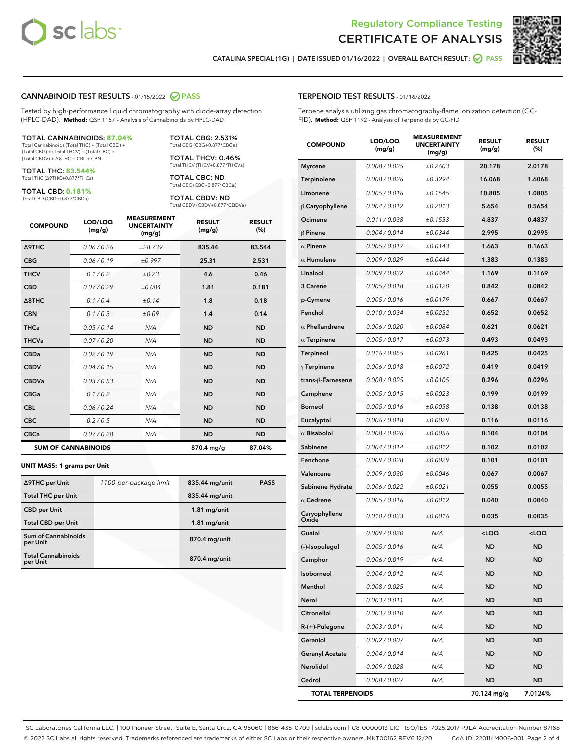Regulatory Compliance Testing
# CERTIFICATE OF ANALYSIS

CATALINA SPECIAL (1G) | DATE ISSUED 01/16/2022 | OVERALL BATCH RESULT: PASS

## CANNABINOID TEST RESULTS - 01/15/2022 PASS

Tested by high-performance liquid chromatography with diode-array detection (HPLC-DAD). **Method:** QSP 1157 - Analysis of Cannabinoids by HPLC-DAD

**TOTAL CANNABINOIDS: 87.04%**
Total Cannabinoids (Total THC) + (Total CBD) + (Total CBG) + (Total THCV) + (Total CBC) + (Total CBDV) + Δ8THC + CBL + CBN

**TOTAL THC: 83.544%**
Total THC (Δ9THC+0.877*THCa)

**TOTAL CBD: 0.181%**
Total CBD (CBD+0.877*CBDa)

**TOTAL CBG: 2.531%**
Total CBG (CBG+0.877*CBGa)

**TOTAL THCV: 0.46%**
Total THCV (THCV+0.877*THCVa)

**TOTAL CBC: ND**
Total CBC (CBC+0.877*CBCa)

**TOTAL CBDV: ND**
Total CBDV (CBDV+0.877*CBDVa)

| COMPOUND | LOD/LOQ (mg/g) | MEASUREMENT UNCERTAINTY (mg/g) | RESULT (mg/g) | RESULT (%) |
|---|---|---|---|---|
| Δ9THC | 0.06 / 0.26 | ±28.739 | 835.44 | 83.544 |
| CBG | 0.06 / 0.19 | ±0.997 | 25.31 | 2.531 |
| THCV | 0.1 / 0.2 | ±0.23 | 4.6 | 0.46 |
| CBD | 0.07 / 0.29 | ±0.084 | 1.81 | 0.181 |
| Δ8THC | 0.1 / 0.4 | ±0.14 | 1.8 | 0.18 |
| CBN | 0.1 / 0.3 | ±0.09 | 1.4 | 0.14 |
| THCa | 0.05 / 0.14 | N/A | ND | ND |
| THCVa | 0.07 / 0.20 | N/A | ND | ND |
| CBDa | 0.02 / 0.19 | N/A | ND | ND |
| CBDV | 0.04 / 0.15 | N/A | ND | ND |
| CBDVa | 0.03 / 0.53 | N/A | ND | ND |
| CBGa | 0.1 / 0.2 | N/A | ND | ND |
| CBL | 0.06 / 0.24 | N/A | ND | ND |
| CBC | 0.2 / 0.5 | N/A | ND | ND |
| CBCa | 0.07 / 0.28 | N/A | ND | ND |
| **SUM OF CANNABINOIDS** | | | **870.4 mg/g** | **87.04%** |

**UNIT MASS: 1 grams per Unit**

| | | | |
|---|---|---|---|
| Δ9THC per Unit | 1100 per-package limit | 835.44 mg/unit | PASS |
| Total THC per Unit | | 835.44 mg/unit | |
| CBD per Unit | | 1.81 mg/unit | |
| Total CBD per Unit | | 1.81 mg/unit | |
| Sum of Cannabinoids per Unit | | 870.4 mg/unit | |
| Total Cannabinoids per Unit | | 870.4 mg/unit | |

## TERPENOID TEST RESULTS - 01/16/2022

Terpene analysis utilizing gas chromatography-flame ionization detection (GC-FID). **Method:** QSP 1192 - Analysis of Terpenoids by GC-FID

| COMPOUND | LOD/LOQ (mg/g) | MEASUREMENT UNCERTAINTY (mg/g) | RESULT (mg/g) | RESULT (%) |
|---|---|---|---|---|
| Myrcene | 0.008 / 0.025 | ±0.2603 | 20.178 | 2.0178 |
| Terpinolene | 0.008 / 0.026 | ±0.3294 | 16.068 | 1.6068 |
| Limonene | 0.005 / 0.016 | ±0.1545 | 10.805 | 1.0805 |
| β Caryophyllene | 0.004 / 0.012 | ±0.2013 | 5.654 | 0.5654 |
| Ocimene | 0.011 / 0.038 | ±0.1553 | 4.837 | 0.4837 |
| β Pinene | 0.004 / 0.014 | ±0.0344 | 2.995 | 0.2995 |
| α Pinene | 0.005 / 0.017 | ±0.0143 | 1.663 | 0.1663 |
| α Humulene | 0.009 / 0.029 | ±0.0444 | 1.383 | 0.1383 |
| Linalool | 0.009 / 0.032 | ±0.0444 | 1.169 | 0.1169 |
| 3 Carene | 0.005 / 0.018 | ±0.0120 | 0.842 | 0.0842 |
| p-Cymene | 0.005 / 0.016 | ±0.0179 | 0.667 | 0.0667 |
| Fenchol | 0.010 / 0.034 | ±0.0252 | 0.652 | 0.0652 |
| α Phellandrene | 0.006 / 0.020 | ±0.0084 | 0.621 | 0.0621 |
| α Terpinene | 0.005 / 0.017 | ±0.0073 | 0.493 | 0.0493 |
| Terpineol | 0.016 / 0.055 | ±0.0261 | 0.425 | 0.0425 |
| γ Terpinene | 0.006 / 0.018 | ±0.0072 | 0.419 | 0.0419 |
| trans-β-Farnesene | 0.008 / 0.025 | ±0.0105 | 0.296 | 0.0296 |
| Camphene | 0.005 / 0.015 | ±0.0023 | 0.199 | 0.0199 |
| Borneol | 0.005 / 0.016 | ±0.0058 | 0.138 | 0.0138 |
| Eucalyptol | 0.006 / 0.018 | ±0.0029 | 0.116 | 0.0116 |
| α Bisabolol | 0.008 / 0.026 | ±0.0056 | 0.104 | 0.0104 |
| Sabinene | 0.004 / 0.014 | ±0.0012 | 0.102 | 0.0102 |
| Fenchone | 0.009 / 0.028 | ±0.0029 | 0.101 | 0.0101 |
| Valencene | 0.009 / 0.030 | ±0.0046 | 0.067 | 0.0067 |
| Sabinene Hydrate | 0.006 / 0.022 | ±0.0021 | 0.055 | 0.0055 |
| α Cedrene | 0.005 / 0.016 | ±0.0012 | 0.040 | 0.0040 |
| Caryophyllene Oxide | 0.010 / 0.033 | ±0.0016 | 0.035 | 0.0035 |
| Guaiol | 0.009 / 0.030 | N/A | <LOQ | <LOQ |
| (-)-Isopulegol | 0.005 / 0.016 | N/A | ND | ND |
| Camphor | 0.006 / 0.019 | N/A | ND | ND |
| Isoborneol | 0.004 / 0.012 | N/A | ND | ND |
| Menthol | 0.008 / 0.025 | N/A | ND | ND |
| Nerol | 0.003 / 0.011 | N/A | ND | ND |
| Citronellol | 0.003 / 0.010 | N/A | ND | ND |
| R-(+)-Pulegone | 0.003 / 0.011 | N/A | ND | ND |
| Geraniol | 0.002 / 0.007 | N/A | ND | ND |
| Geranyl Acetate | 0.004 / 0.014 | N/A | ND | ND |
| Nerolidol | 0.009 / 0.028 | N/A | ND | ND |
| Cedrol | 0.008 / 0.027 | N/A | ND | ND |
| **TOTAL TERPENOIDS** | | | **70.124 mg/g** | **7.0124%** |

SC Laboratories California LLC. | 100 Pioneer Street, Suite E, Santa Cruz, CA 95060 | 866-435-0709 | sclabs.com | C8-0000013-LIC | ISO/IES 17025:2017 PJLA Accreditation Number 87168
© 2022 SC Labs all rights reserved. Trademarks referenced are trademarks of either SC Labs or their respective owners. MKT00162 REV6 12/20 CoA ID: 220114M006-001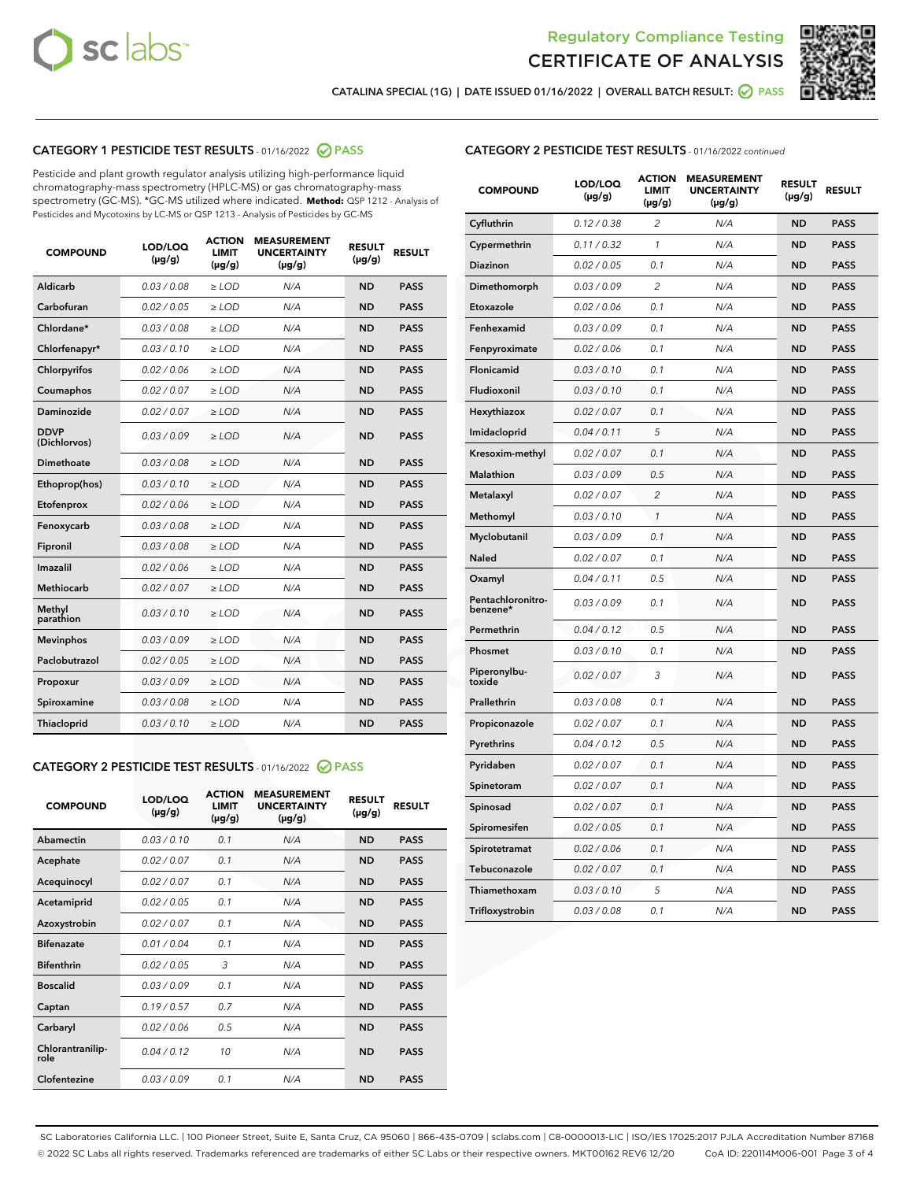# Regulatory Compliance Testing
# CERTIFICATE OF ANALYSIS

CATALINA SPECIAL (1G) | DATE ISSUED 01/16/2022 | OVERALL BATCH RESULT: PASS

## CATEGORY 1 PESTICIDE TEST RESULTS - 01/16/2022 PASS

Pesticide and plant growth regulator analysis utilizing high-performance liquid chromatography-mass spectrometry (HPLC-MS) or gas chromatography-mass spectrometry (GC-MS). *GC-MS utilized where indicated. **Method:** QSP 1212 - Analysis of Pesticides and Mycotoxins by LC-MS or QSP 1213 - Analysis of Pesticides by GC-MS

| COMPOUND | LOD/LOQ (µg/g) | ACTION LIMIT (µg/g) | MEASUREMENT UNCERTAINTY (µg/g) | RESULT (µg/g) | RESULT |
|---|---|---|---|---|---|
| Aldicarb | 0.03 / 0.08 | ≥ LOD | N/A | ND | PASS |
| Carbofuran | 0.02 / 0.05 | ≥ LOD | N/A | ND | PASS |
| Chlordane* | 0.03 / 0.08 | ≥ LOD | N/A | ND | PASS |
| Chlorfenapyr* | 0.03 / 0.10 | ≥ LOD | N/A | ND | PASS |
| Chlorpyrifos | 0.02 / 0.06 | ≥ LOD | N/A | ND | PASS |
| Coumaphos | 0.02 / 0.07 | ≥ LOD | N/A | ND | PASS |
| Daminozide | 0.02 / 0.07 | ≥ LOD | N/A | ND | PASS |
| DDVP (Dichlorvos) | 0.03 / 0.09 | ≥ LOD | N/A | ND | PASS |
| Dimethoate | 0.03 / 0.08 | ≥ LOD | N/A | ND | PASS |
| Ethoprop(hos) | 0.03 / 0.10 | ≥ LOD | N/A | ND | PASS |
| Etofenprox | 0.02 / 0.06 | ≥ LOD | N/A | ND | PASS |
| Fenoxycarb | 0.03 / 0.08 | ≥ LOD | N/A | ND | PASS |
| Fipronil | 0.03 / 0.08 | ≥ LOD | N/A | ND | PASS |
| Imazalil | 0.02 / 0.06 | ≥ LOD | N/A | ND | PASS |
| Methiocarb | 0.02 / 0.07 | ≥ LOD | N/A | ND | PASS |
| Methyl parathion | 0.03 / 0.10 | ≥ LOD | N/A | ND | PASS |
| Mevinphos | 0.03 / 0.09 | ≥ LOD | N/A | ND | PASS |
| Paclobutrazol | 0.02 / 0.05 | ≥ LOD | N/A | ND | PASS |
| Propoxur | 0.03 / 0.09 | ≥ LOD | N/A | ND | PASS |
| Spiroxamine | 0.03 / 0.08 | ≥ LOD | N/A | ND | PASS |
| Thiacloprid | 0.03 / 0.10 | ≥ LOD | N/A | ND | PASS |

## CATEGORY 2 PESTICIDE TEST RESULTS - 01/16/2022 PASS

| COMPOUND | LOD/LOQ (µg/g) | ACTION LIMIT (µg/g) | MEASUREMENT UNCERTAINTY (µg/g) | RESULT (µg/g) | RESULT |
|---|---|---|---|---|---|
| Abamectin | 0.03 / 0.10 | 0.1 | N/A | ND | PASS |
| Acephate | 0.02 / 0.07 | 0.1 | N/A | ND | PASS |
| Acequinocyl | 0.02 / 0.07 | 0.1 | N/A | ND | PASS |
| Acetamiprid | 0.02 / 0.05 | 0.1 | N/A | ND | PASS |
| Azoxystrobin | 0.02 / 0.07 | 0.1 | N/A | ND | PASS |
| Bifenazate | 0.01 / 0.04 | 0.1 | N/A | ND | PASS |
| Bifenthrin | 0.02 / 0.05 | 3 | N/A | ND | PASS |
| Boscalid | 0.03 / 0.09 | 0.1 | N/A | ND | PASS |
| Captan | 0.19 / 0.57 | 0.7 | N/A | ND | PASS |
| Carbaryl | 0.02 / 0.06 | 0.5 | N/A | ND | PASS |
| Chlorantraniliprole | 0.04 / 0.12 | 10 | N/A | ND | PASS |
| Clofentezine | 0.03 / 0.09 | 0.1 | N/A | ND | PASS |
| Cyfluthrin | 0.12 / 0.38 | 2 | N/A | ND | PASS |
| Cypermethrin | 0.11 / 0.32 | 1 | N/A | ND | PASS |
| Diazinon | 0.02 / 0.05 | 0.1 | N/A | ND | PASS |
| Dimethomorph | 0.03 / 0.09 | 2 | N/A | ND | PASS |
| Etoxazole | 0.02 / 0.06 | 0.1 | N/A | ND | PASS |
| Fenhexamid | 0.03 / 0.09 | 0.1 | N/A | ND | PASS |
| Fenpyroximate | 0.02 / 0.06 | 0.1 | N/A | ND | PASS |
| Flonicamid | 0.03 / 0.10 | 0.1 | N/A | ND | PASS |
| Fludioxonil | 0.03 / 0.10 | 0.1 | N/A | ND | PASS |
| Hexythiazox | 0.02 / 0.07 | 0.1 | N/A | ND | PASS |
| Imidacloprid | 0.04 / 0.11 | 5 | N/A | ND | PASS |
| Kresoxim-methyl | 0.02 / 0.07 | 0.1 | N/A | ND | PASS |
| Malathion | 0.03 / 0.09 | 0.5 | N/A | ND | PASS |
| Metalaxyl | 0.02 / 0.07 | 2 | N/A | ND | PASS |
| Methomyl | 0.03 / 0.10 | 1 | N/A | ND | PASS |
| Myclobutanil | 0.03 / 0.09 | 0.1 | N/A | ND | PASS |
| Naled | 0.02 / 0.07 | 0.1 | N/A | ND | PASS |
| Oxamyl | 0.04 / 0.11 | 0.5 | N/A | ND | PASS |
| Pentachloronitrobenzene* | 0.03 / 0.09 | 0.1 | N/A | ND | PASS |
| Permethrin | 0.04 / 0.12 | 0.5 | N/A | ND | PASS |
| Phosmet | 0.03 / 0.10 | 0.1 | N/A | ND | PASS |
| Piperonylbutoxide | 0.02 / 0.07 | 3 | N/A | ND | PASS |
| Prallethrin | 0.03 / 0.08 | 0.1 | N/A | ND | PASS |
| Propiconazole | 0.02 / 0.07 | 0.1 | N/A | ND | PASS |
| Pyrethrins | 0.04 / 0.12 | 0.5 | N/A | ND | PASS |
| Pyridaben | 0.02 / 0.07 | 0.1 | N/A | ND | PASS |
| Spinetoram | 0.02 / 0.07 | 0.1 | N/A | ND | PASS |
| Spinosad | 0.02 / 0.07 | 0.1 | N/A | ND | PASS |
| Spiromesifen | 0.02 / 0.05 | 0.1 | N/A | ND | PASS |
| Spirotetramat | 0.02 / 0.06 | 0.1 | N/A | ND | PASS |
| Tebuconazole | 0.02 / 0.07 | 0.1 | N/A | ND | PASS |
| Thiamethoxam | 0.03 / 0.10 | 5 | N/A | ND | PASS |
| Trifloxystrobin | 0.03 / 0.08 | 0.1 | N/A | ND | PASS |

SC Laboratories California LLC. | 100 Pioneer Street, Suite E, Santa Cruz, CA 95060 | 866-435-0709 | sclabs.com | C8-0000013-LIC | ISO/IES 17025:2017 PJLA Accreditation Number 87168
© 2022 SC Labs all rights reserved. Trademarks referenced are trademarks of either SC Labs or their respective owners. MKT00162 REV6 12/20 CoA ID: 220114M006-001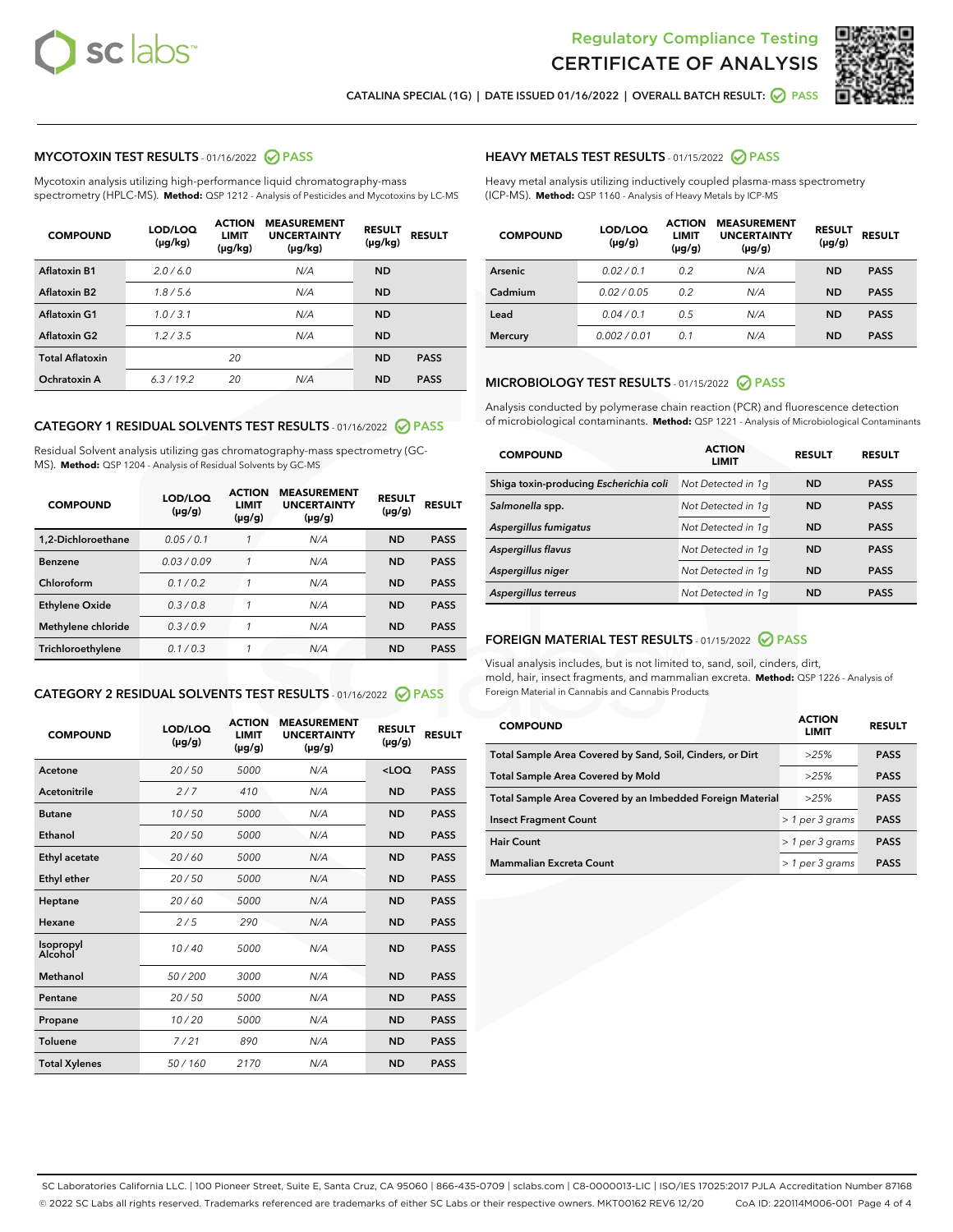Regulatory Compliance Testing

# CERTIFICATE OF ANALYSIS

CATALINA SPECIAL (1G) | DATE ISSUED 01/16/2022 | OVERALL BATCH RESULT: PASS

## MYCOTOXIN TEST RESULTS - 01/16/2022 PASS

Mycotoxin analysis utilizing high-performance liquid chromatography-mass spectrometry (HPLC-MS). **Method:** QSP 1212 - Analysis of Pesticides and Mycotoxins by LC-MS

| COMPOUND | LOD/LOQ (μg/kg) | ACTION LIMIT (μg/kg) | MEASUREMENT UNCERTAINTY (μg/kg) | RESULT (μg/kg) | RESULT |
|---|---|---|---|---|---|
| Aflatoxin B1 | 2.0 / 6.0 | | N/A | ND | |
| Aflatoxin B2 | 1.8 / 5.6 | | N/A | ND | |
| Aflatoxin G1 | 1.0 / 3.1 | | N/A | ND | |
| Aflatoxin G2 | 1.2 / 3.5 | | N/A | ND | |
| Total Aflatoxin | | 20 | | ND | PASS |
| Ochratoxin A | 6.3 / 19.2 | 20 | N/A | ND | PASS |

## CATEGORY 1 RESIDUAL SOLVENTS TEST RESULTS - 01/16/2022 PASS

Residual Solvent analysis utilizing gas chromatography-mass spectrometry (GC-MS). **Method:** QSP 1204 - Analysis of Residual Solvents by GC-MS

| COMPOUND | LOD/LOQ (μg/g) | ACTION LIMIT (μg/g) | MEASUREMENT UNCERTAINTY (μg/g) | RESULT (μg/g) | RESULT |
|---|---|---|---|---|---|
| 1,2-Dichloroethane | 0.05 / 0.1 | 1 | N/A | ND | PASS |
| Benzene | 0.03 / 0.09 | 1 | N/A | ND | PASS |
| Chloroform | 0.1 / 0.2 | 1 | N/A | ND | PASS |
| Ethylene Oxide | 0.3 / 0.8 | 1 | N/A | ND | PASS |
| Methylene chloride | 0.3 / 0.9 | 1 | N/A | ND | PASS |
| Trichloroethylene | 0.1 / 0.3 | 1 | N/A | ND | PASS |

## CATEGORY 2 RESIDUAL SOLVENTS TEST RESULTS - 01/16/2022 PASS

| COMPOUND | LOD/LOQ (μg/g) | ACTION LIMIT (μg/g) | MEASUREMENT UNCERTAINTY (μg/g) | RESULT (μg/g) | RESULT |
|---|---|---|---|---|---|
| Acetone | 20 / 50 | 5000 | N/A | <LOQ | PASS |
| Acetonitrile | 2 / 7 | 410 | N/A | ND | PASS |
| Butane | 10 / 50 | 5000 | N/A | ND | PASS |
| Ethanol | 20 / 50 | 5000 | N/A | ND | PASS |
| Ethyl acetate | 20 / 60 | 5000 | N/A | ND | PASS |
| Ethyl ether | 20 / 50 | 5000 | N/A | ND | PASS |
| Heptane | 20 / 60 | 5000 | N/A | ND | PASS |
| Hexane | 2 / 5 | 290 | N/A | ND | PASS |
| Isopropyl Alcohol | 10 / 40 | 5000 | N/A | ND | PASS |
| Methanol | 50 / 200 | 3000 | N/A | ND | PASS |
| Pentane | 20 / 50 | 5000 | N/A | ND | PASS |
| Propane | 10 / 20 | 5000 | N/A | ND | PASS |
| Toluene | 7 / 21 | 890 | N/A | ND | PASS |
| Total Xylenes | 50 / 160 | 2170 | N/A | ND | PASS |

## HEAVY METALS TEST RESULTS - 01/15/2022 PASS

Heavy metal analysis utilizing inductively coupled plasma-mass spectrometry (ICP-MS). **Method:** QSP 1160 - Analysis of Heavy Metals by ICP-MS

| COMPOUND | LOD/LOQ (μg/g) | ACTION LIMIT (μg/g) | MEASUREMENT UNCERTAINTY (μg/g) | RESULT (μg/g) | RESULT |
|---|---|---|---|---|---|
| Arsenic | 0.02 / 0.1 | 0.2 | N/A | ND | PASS |
| Cadmium | 0.02 / 0.05 | 0.2 | N/A | ND | PASS |
| Lead | 0.04 / 0.1 | 0.5 | N/A | ND | PASS |
| Mercury | 0.002 / 0.01 | 0.1 | N/A | ND | PASS |

## MICROBIOLOGY TEST RESULTS - 01/15/2022 PASS

Analysis conducted by polymerase chain reaction (PCR) and fluorescence detection of microbiological contaminants. **Method:** QSP 1221 - Analysis of Microbiological Contaminants

| COMPOUND | ACTION LIMIT | RESULT | RESULT |
|---|---|---|---|
| Shiga toxin-producing *Escherichia coli* | Not Detected in 1g | ND | PASS |
| *Salmonella* spp. | Not Detected in 1g | ND | PASS |
| *Aspergillus fumigatus* | Not Detected in 1g | ND | PASS |
| *Aspergillus flavus* | Not Detected in 1g | ND | PASS |
| *Aspergillus niger* | Not Detected in 1g | ND | PASS |
| *Aspergillus terreus* | Not Detected in 1g | ND | PASS |

## FOREIGN MATERIAL TEST RESULTS - 01/15/2022 PASS

Visual analysis includes, but is not limited to, sand, soil, cinders, dirt, mold, hair, insect fragments, and mammalian excreta. **Method:** QSP 1226 - Analysis of Foreign Material in Cannabis and Cannabis Products

| COMPOUND | ACTION LIMIT | RESULT |
|---|---|---|
| Total Sample Area Covered by Sand, Soil, Cinders, or Dirt | >25% | PASS |
| Total Sample Area Covered by Mold | >25% | PASS |
| Total Sample Area Covered by an Imbedded Foreign Material | >25% | PASS |
| Insect Fragment Count | > 1 per 3 grams | PASS |
| Hair Count | > 1 per 3 grams | PASS |
| Mammalian Excreta Count | > 1 per 3 grams | PASS |

SC Laboratories California LLC. | 100 Pioneer Street, Suite E, Santa Cruz, CA 95060 | 866-435-0709 | sclabs.com | C8-0000013-LIC | ISO/IES 17025:2017 PJLA Accreditation Number 87168
© 2022 SC Labs all rights reserved. Trademarks referenced are trademarks of either SC Labs or their respective owners. MKT00162 REV6 12/20 CoA ID: 220114M006-001